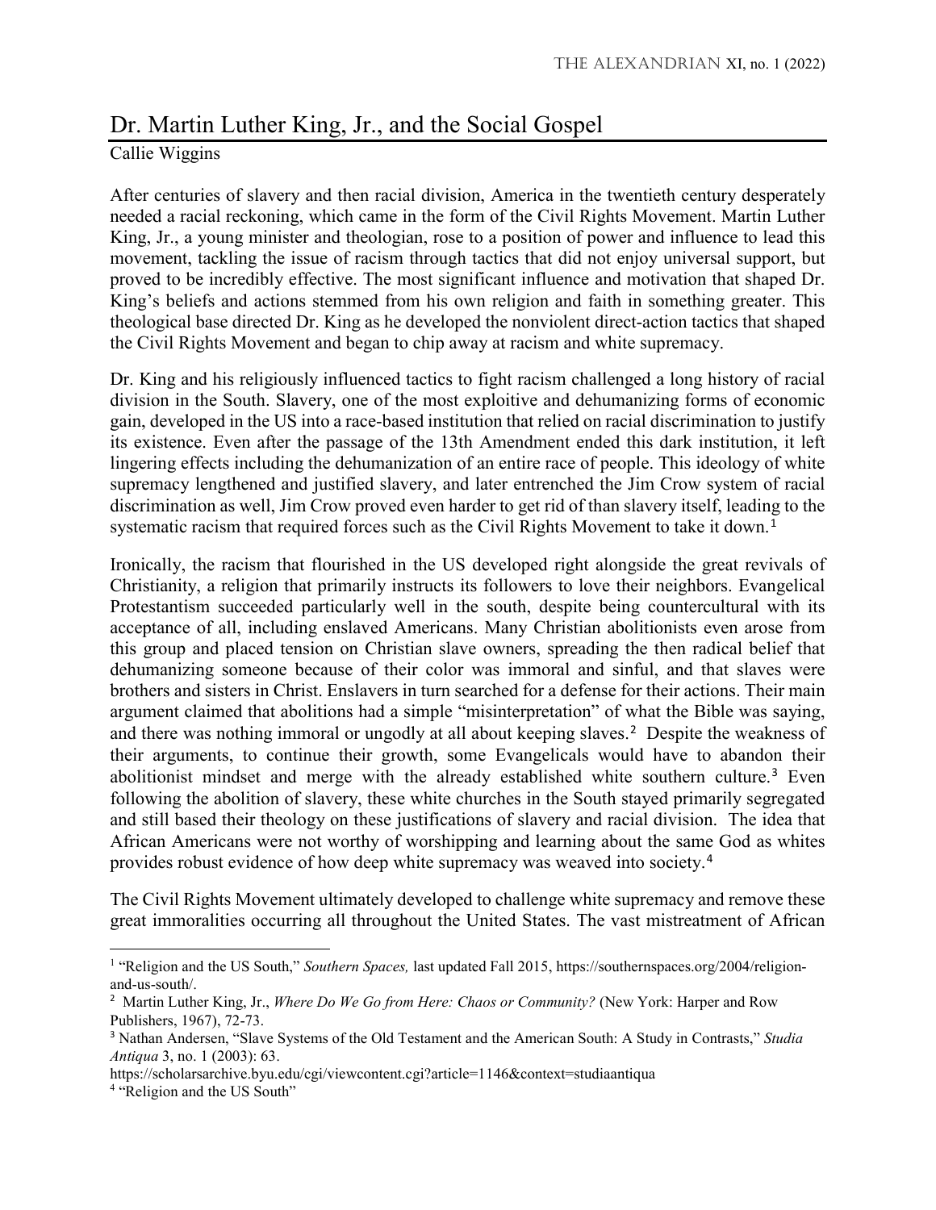# Dr. Martin Luther King, Jr., and the Social Gospel

Callie Wiggins

After centuries of slavery and then racial division, America in the twentieth century desperately needed a racial reckoning, which came in the form of the Civil Rights Movement. Martin Luther King, Jr., a young minister and theologian, rose to a position of power and influence to lead this movement, tackling the issue of racism through tactics that did not enjoy universal support, but proved to be incredibly effective. The most significant influence and motivation that shaped Dr. King's beliefs and actions stemmed from his own religion and faith in something greater. This theological base directed Dr. King as he developed the nonviolent direct-action tactics that shaped the Civil Rights Movement and began to chip away at racism and white supremacy.

Dr. King and his religiously influenced tactics to fight racism challenged a long history of racial division in the South. Slavery, one of the most exploitive and dehumanizing forms of economic gain, developed in the US into a race-based institution that relied on racial discrimination to justify its existence. Even after the passage of the 13th Amendment ended this dark institution, it left lingering effects including the dehumanization of an entire race of people. This ideology of white supremacy lengthened and justified slavery, and later entrenched the Jim Crow system of racial discrimination as well, Jim Crow proved even harder to get rid of than slavery itself, leading to the systematic racism that required forces such as the Civil Rights Movement to take it down.[1]

Ironically, the racism that flourished in the US developed right alongside the great revivals of Christianity, a religion that primarily instructs its followers to love their neighbors. Evangelical Protestantism succeeded particularly well in the south, despite being countercultural with its acceptance of all, including enslaved Americans. Many Christian abolitionists even arose from this group and placed tension on Christian slave owners, spreading the then radical belief that dehumanizing someone because of their color was immoral and sinful, and that slaves were brothers and sisters in Christ. Enslavers in turn searched for a defense for their actions. Their main argument claimed that abolitions had a simple "misinterpretation" of what the Bible was saying, and there was nothing immoral or ungodly at all about keeping slaves.[2] Despite the weakness of their arguments, to continue their growth, some Evangelicals would have to abandon their abolitionist mindset and merge with the already established white southern culture.[3] Even following the abolition of slavery, these white churches in the South stayed primarily segregated and still based their theology on these justifications of slavery and racial division. The idea that African Americans were not worthy of worshipping and learning about the same God as whites provides robust evidence of how deep white supremacy was weaved into society.[4]

The Civil Rights Movement ultimately developed to challenge white supremacy and remove these great immoralities occurring all throughout the United States. The vast mistreatment of African

---

[1] "Religion and the US South," *Southern Spaces,* last updated Fall 2015, https://southernspaces.org/2004/religion-and-us-south/.

[2] Martin Luther King, Jr., *Where Do We Go from Here: Chaos or Community?* (New York: Harper and Row Publishers, 1967), 72-73.

[3] Nathan Andersen, "Slave Systems of the Old Testament and the American South: A Study in Contrasts," *Studia Antiqua* 3, no. 1 (2003): 63. https://scholarsarchive.byu.edu/cgi/viewcontent.cgi?article=1146&context=studiaantiqua

[4] "Religion and the US South"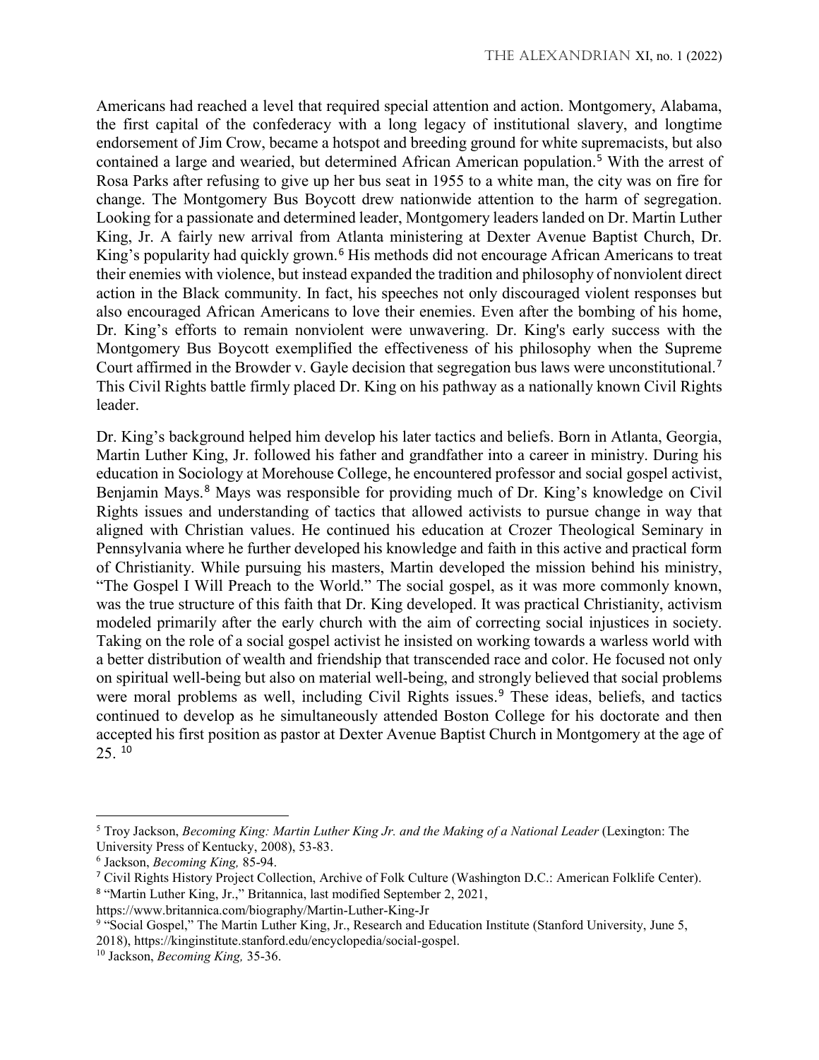Americans had reached a level that required special attention and action. Montgomery, Alabama, the first capital of the confederacy with a long legacy of institutional slavery, and longtime endorsement of Jim Crow, became a hotspot and breeding ground for white supremacists, but also contained a large and wearied, but determined African American population.[5] With the arrest of Rosa Parks after refusing to give up her bus seat in 1955 to a white man, the city was on fire for change. The Montgomery Bus Boycott drew nationwide attention to the harm of segregation. Looking for a passionate and determined leader, Montgomery leaders landed on Dr. Martin Luther King, Jr. A fairly new arrival from Atlanta ministering at Dexter Avenue Baptist Church, Dr. King's popularity had quickly grown.[6] His methods did not encourage African Americans to treat their enemies with violence, but instead expanded the tradition and philosophy of nonviolent direct action in the Black community. In fact, his speeches not only discouraged violent responses but also encouraged African Americans to love their enemies. Even after the bombing of his home, Dr. King's efforts to remain nonviolent were unwavering. Dr. King's early success with the Montgomery Bus Boycott exemplified the effectiveness of his philosophy when the Supreme Court affirmed in the Browder v. Gayle decision that segregation bus laws were unconstitutional.[7] This Civil Rights battle firmly placed Dr. King on his pathway as a nationally known Civil Rights leader.

Dr. King's background helped him develop his later tactics and beliefs. Born in Atlanta, Georgia, Martin Luther King, Jr. followed his father and grandfather into a career in ministry. During his education in Sociology at Morehouse College, he encountered professor and social gospel activist, Benjamin Mays.[8] Mays was responsible for providing much of Dr. King's knowledge on Civil Rights issues and understanding of tactics that allowed activists to pursue change in way that aligned with Christian values. He continued his education at Crozer Theological Seminary in Pennsylvania where he further developed his knowledge and faith in this active and practical form of Christianity. While pursuing his masters, Martin developed the mission behind his ministry, "The Gospel I Will Preach to the World." The social gospel, as it was more commonly known, was the true structure of this faith that Dr. King developed. It was practical Christianity, activism modeled primarily after the early church with the aim of correcting social injustices in society. Taking on the role of a social gospel activist he insisted on working towards a warless world with a better distribution of wealth and friendship that transcended race and color. He focused not only on spiritual well-being but also on material well-being, and strongly believed that social problems were moral problems as well, including Civil Rights issues.[9] These ideas, beliefs, and tactics continued to develop as he simultaneously attended Boston College for his doctorate and then accepted his first position as pastor at Dexter Avenue Baptist Church in Montgomery at the age of 25. [10]

---

[5] Troy Jackson, *Becoming King: Martin Luther King Jr. and the Making of a National Leader* (Lexington: The University Press of Kentucky, 2008), 53-83.

[6] Jackson, *Becoming King,* 85-94.

[7] Civil Rights History Project Collection, Archive of Folk Culture (Washington D.C.: American Folklife Center).

[8] "Martin Luther King, Jr.," Britannica, last modified September 2, 2021, https://www.britannica.com/biography/Martin-Luther-King-Jr

[9] "Social Gospel," The Martin Luther King, Jr., Research and Education Institute (Stanford University, June 5, 2018), https://kinginstitute.stanford.edu/encyclopedia/social-gospel.

[10] Jackson, *Becoming King,* 35-36.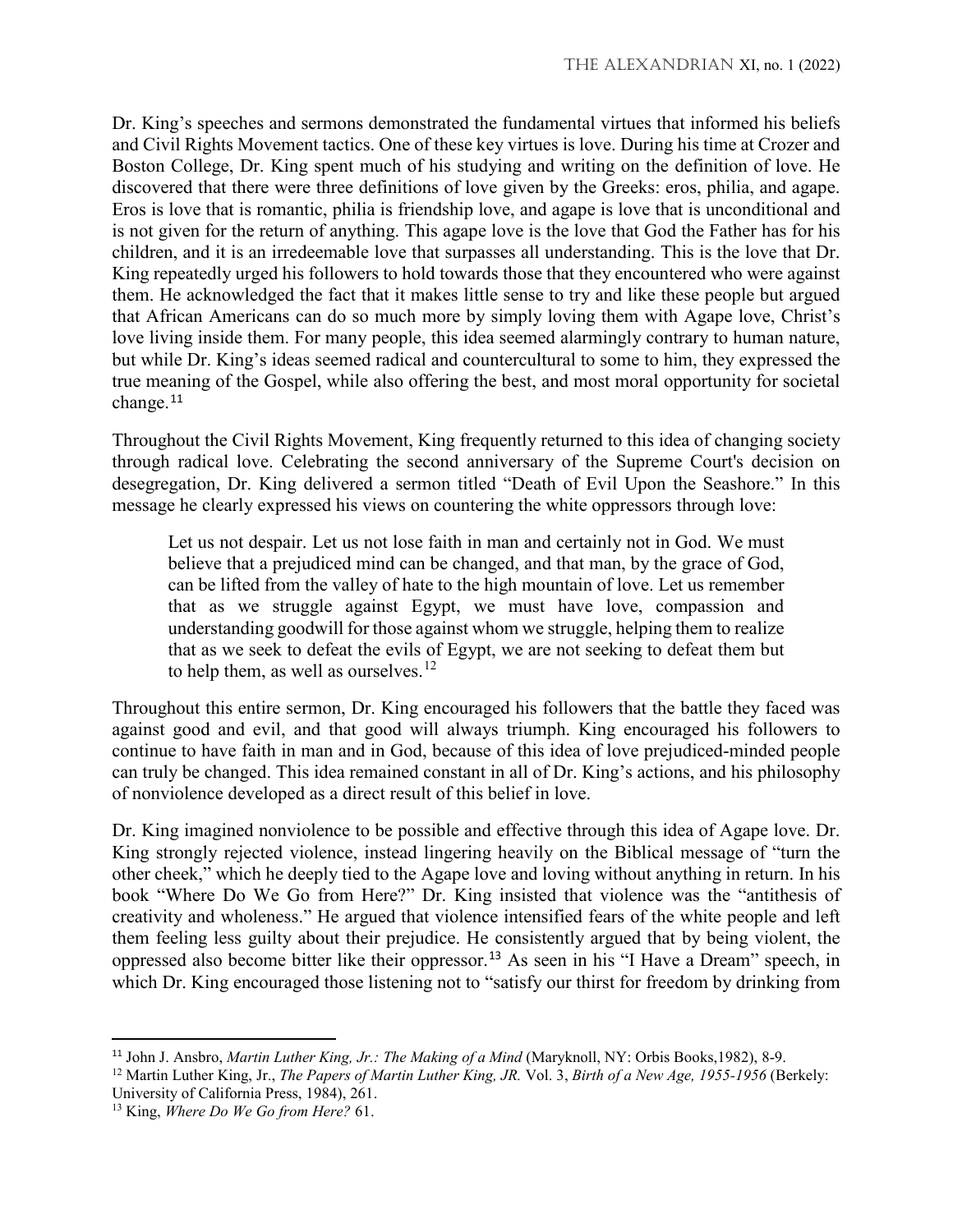Dr. King's speeches and sermons demonstrated the fundamental virtues that informed his beliefs and Civil Rights Movement tactics. One of these key virtues is love. During his time at Crozer and Boston College, Dr. King spent much of his studying and writing on the definition of love. He discovered that there were three definitions of love given by the Greeks: eros, philia, and agape. Eros is love that is romantic, philia is friendship love, and agape is love that is unconditional and is not given for the return of anything. This agape love is the love that God the Father has for his children, and it is an irredeemable love that surpasses all understanding. This is the love that Dr. King repeatedly urged his followers to hold towards those that they encountered who were against them. He acknowledged the fact that it makes little sense to try and like these people but argued that African Americans can do so much more by simply loving them with Agape love, Christ's love living inside them. For many people, this idea seemed alarmingly contrary to human nature, but while Dr. King's ideas seemed radical and countercultural to some to him, they expressed the true meaning of the Gospel, while also offering the best, and most moral opportunity for societal change.[11]

Throughout the Civil Rights Movement, King frequently returned to this idea of changing society through radical love. Celebrating the second anniversary of the Supreme Court's decision on desegregation, Dr. King delivered a sermon titled "Death of Evil Upon the Seashore." In this message he clearly expressed his views on countering the white oppressors through love:

> Let us not despair. Let us not lose faith in man and certainly not in God. We must believe that a prejudiced mind can be changed, and that man, by the grace of God, can be lifted from the valley of hate to the high mountain of love. Let us remember that as we struggle against Egypt, we must have love, compassion and understanding goodwill for those against whom we struggle, helping them to realize that as we seek to defeat the evils of Egypt, we are not seeking to defeat them but to help them, as well as ourselves.[12]

Throughout this entire sermon, Dr. King encouraged his followers that the battle they faced was against good and evil, and that good will always triumph. King encouraged his followers to continue to have faith in man and in God, because of this idea of love prejudiced-minded people can truly be changed. This idea remained constant in all of Dr. King's actions, and his philosophy of nonviolence developed as a direct result of this belief in love.

Dr. King imagined nonviolence to be possible and effective through this idea of Agape love. Dr. King strongly rejected violence, instead lingering heavily on the Biblical message of "turn the other cheek," which he deeply tied to the Agape love and loving without anything in return. In his book "Where Do We Go from Here?" Dr. King insisted that violence was the "antithesis of creativity and wholeness." He argued that violence intensified fears of the white people and left them feeling less guilty about their prejudice. He consistently argued that by being violent, the oppressed also become bitter like their oppressor.[13] As seen in his "I Have a Dream" speech, in which Dr. King encouraged those listening not to "satisfy our thirst for freedom by drinking from

---

[11] John J. Ansbro, *Martin Luther King, Jr.: The Making of a Mind* (Maryknoll, NY: Orbis Books,1982), 8-9.

[12] Martin Luther King, Jr., *The Papers of Martin Luther King, JR.* Vol. 3, *Birth of a New Age, 1955-1956* (Berkely: University of California Press, 1984), 261.

[13] King, *Where Do We Go from Here?* 61.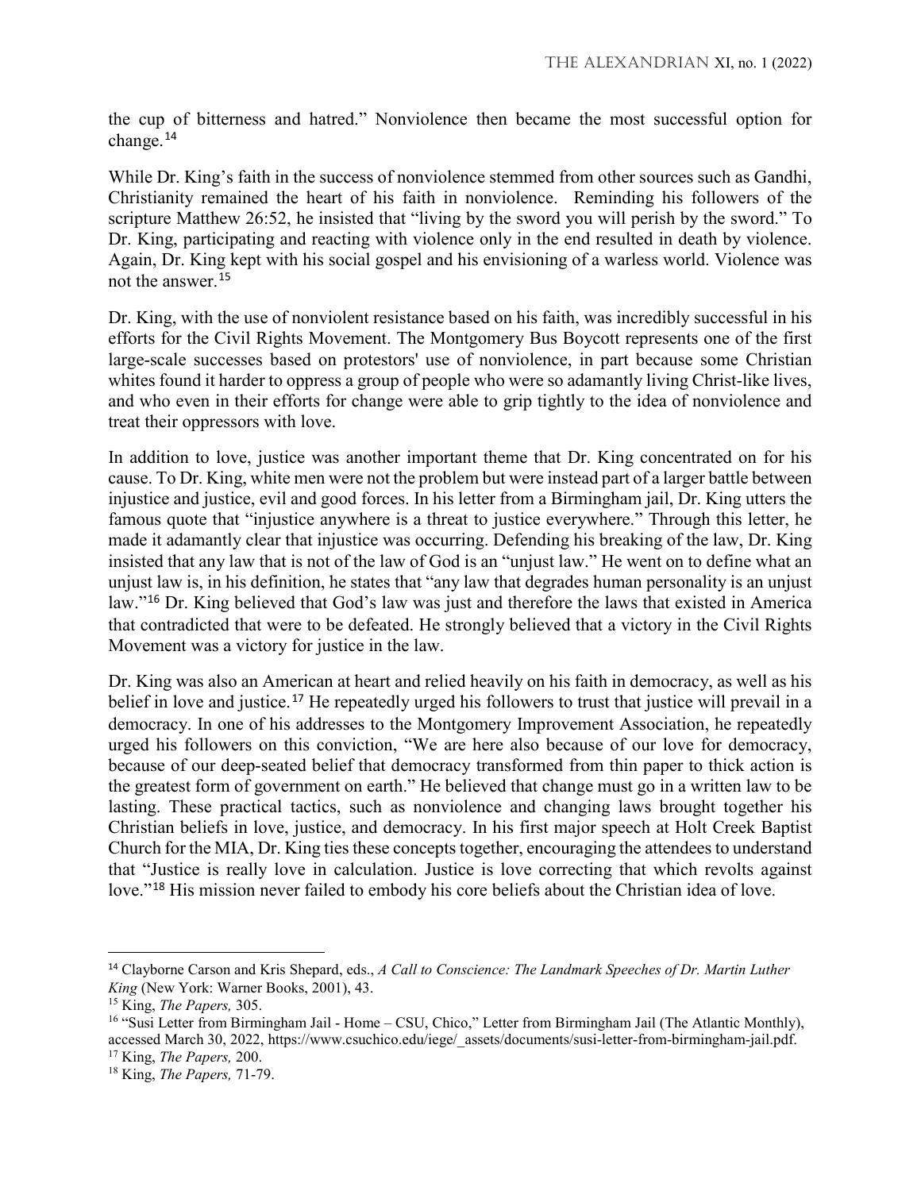the cup of bitterness and hatred." Nonviolence then became the most successful option for change.[14]

While Dr. King's faith in the success of nonviolence stemmed from other sources such as Gandhi, Christianity remained the heart of his faith in nonviolence. Reminding his followers of the scripture Matthew 26:52, he insisted that "living by the sword you will perish by the sword." To Dr. King, participating and reacting with violence only in the end resulted in death by violence. Again, Dr. King kept with his social gospel and his envisioning of a warless world. Violence was not the answer.[15]

Dr. King, with the use of nonviolent resistance based on his faith, was incredibly successful in his efforts for the Civil Rights Movement. The Montgomery Bus Boycott represents one of the first large-scale successes based on protestors' use of nonviolence, in part because some Christian whites found it harder to oppress a group of people who were so adamantly living Christ-like lives, and who even in their efforts for change were able to grip tightly to the idea of nonviolence and treat their oppressors with love.

In addition to love, justice was another important theme that Dr. King concentrated on for his cause. To Dr. King, white men were not the problem but were instead part of a larger battle between injustice and justice, evil and good forces. In his letter from a Birmingham jail, Dr. King utters the famous quote that "injustice anywhere is a threat to justice everywhere." Through this letter, he made it adamantly clear that injustice was occurring. Defending his breaking of the law, Dr. King insisted that any law that is not of the law of God is an "unjust law." He went on to define what an unjust law is, in his definition, he states that "any law that degrades human personality is an unjust law."[16] Dr. King believed that God's law was just and therefore the laws that existed in America that contradicted that were to be defeated. He strongly believed that a victory in the Civil Rights Movement was a victory for justice in the law.

Dr. King was also an American at heart and relied heavily on his faith in democracy, as well as his belief in love and justice.[17] He repeatedly urged his followers to trust that justice will prevail in a democracy. In one of his addresses to the Montgomery Improvement Association, he repeatedly urged his followers on this conviction, "We are here also because of our love for democracy, because of our deep-seated belief that democracy transformed from thin paper to thick action is the greatest form of government on earth." He believed that change must go in a written law to be lasting. These practical tactics, such as nonviolence and changing laws brought together his Christian beliefs in love, justice, and democracy. In his first major speech at Holt Creek Baptist Church for the MIA, Dr. King ties these concepts together, encouraging the attendees to understand that "Justice is really love in calculation. Justice is love correcting that which revolts against love."[18] His mission never failed to embody his core beliefs about the Christian idea of love.

---

[14] Clayborne Carson and Kris Shepard, eds., *A Call to Conscience: The Landmark Speeches of Dr. Martin Luther King* (New York: Warner Books, 2001), 43.

[15] King, *The Papers,* 305.

[16] "Susi Letter from Birmingham Jail - Home – CSU, Chico," Letter from Birmingham Jail (The Atlantic Monthly), accessed March 30, 2022, https://www.csuchico.edu/iege/_assets/documents/susi-letter-from-birmingham-jail.pdf.

[17] King, *The Papers,* 200.

[18] King, *The Papers,* 71-79.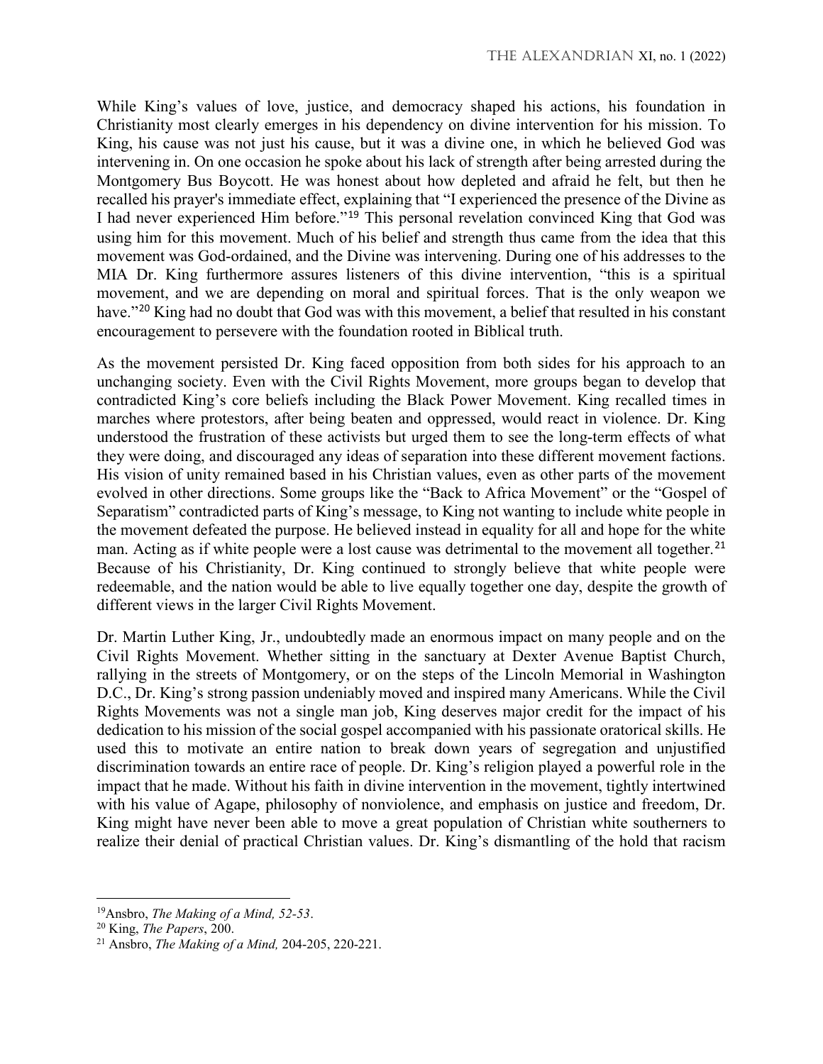While King's values of love, justice, and democracy shaped his actions, his foundation in Christianity most clearly emerges in his dependency on divine intervention for his mission. To King, his cause was not just his cause, but it was a divine one, in which he believed God was intervening in. On one occasion he spoke about his lack of strength after being arrested during the Montgomery Bus Boycott. He was honest about how depleted and afraid he felt, but then he recalled his prayer's immediate effect, explaining that "I experienced the presence of the Divine as I had never experienced Him before."[19] This personal revelation convinced King that God was using him for this movement. Much of his belief and strength thus came from the idea that this movement was God-ordained, and the Divine was intervening. During one of his addresses to the MIA Dr. King furthermore assures listeners of this divine intervention, "this is a spiritual movement, and we are depending on moral and spiritual forces. That is the only weapon we have."[20] King had no doubt that God was with this movement, a belief that resulted in his constant encouragement to persevere with the foundation rooted in Biblical truth.

As the movement persisted Dr. King faced opposition from both sides for his approach to an unchanging society. Even with the Civil Rights Movement, more groups began to develop that contradicted King's core beliefs including the Black Power Movement. King recalled times in marches where protestors, after being beaten and oppressed, would react in violence. Dr. King understood the frustration of these activists but urged them to see the long-term effects of what they were doing, and discouraged any ideas of separation into these different movement factions. His vision of unity remained based in his Christian values, even as other parts of the movement evolved in other directions. Some groups like the "Back to Africa Movement" or the "Gospel of Separatism" contradicted parts of King's message, to King not wanting to include white people in the movement defeated the purpose. He believed instead in equality for all and hope for the white man. Acting as if white people were a lost cause was detrimental to the movement all together.[21] Because of his Christianity, Dr. King continued to strongly believe that white people were redeemable, and the nation would be able to live equally together one day, despite the growth of different views in the larger Civil Rights Movement.

Dr. Martin Luther King, Jr., undoubtedly made an enormous impact on many people and on the Civil Rights Movement. Whether sitting in the sanctuary at Dexter Avenue Baptist Church, rallying in the streets of Montgomery, or on the steps of the Lincoln Memorial in Washington D.C., Dr. King's strong passion undeniably moved and inspired many Americans. While the Civil Rights Movements was not a single man job, King deserves major credit for the impact of his dedication to his mission of the social gospel accompanied with his passionate oratorical skills. He used this to motivate an entire nation to break down years of segregation and unjustified discrimination towards an entire race of people. Dr. King's religion played a powerful role in the impact that he made. Without his faith in divine intervention in the movement, tightly intertwined with his value of Agape, philosophy of nonviolence, and emphasis on justice and freedom, Dr. King might have never been able to move a great population of Christian white southerners to realize their denial of practical Christian values. Dr. King's dismantling of the hold that racism

---

[19] Ansbro, *The Making of a Mind, 52-53*.

[20] King, *The Papers*, 200.

[21] Ansbro, *The Making of a Mind,* 204-205, 220-221.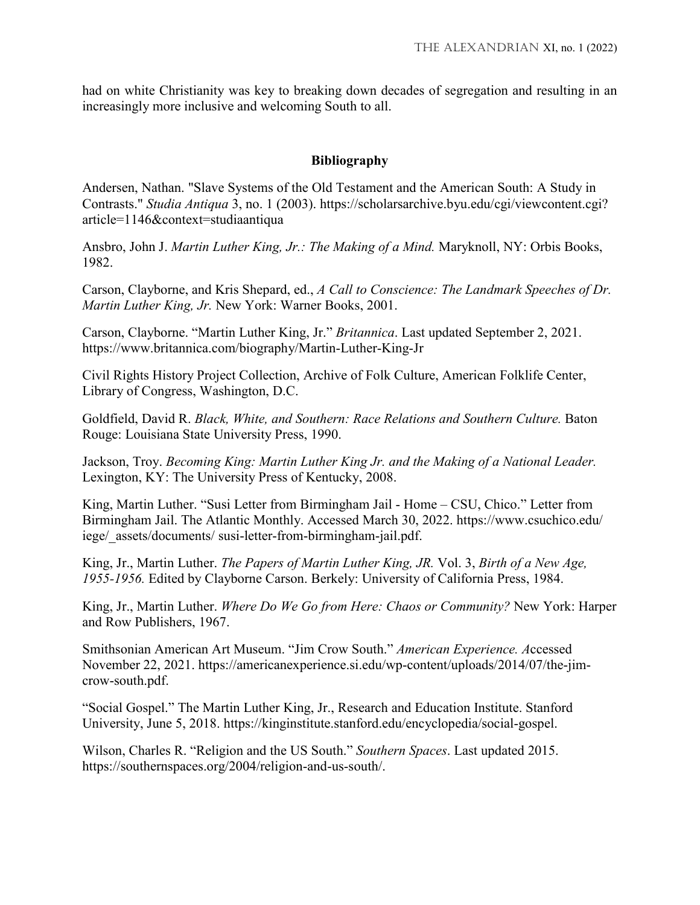had on white Christianity was key to breaking down decades of segregation and resulting in an increasingly more inclusive and welcoming South to all.

## Bibliography

Andersen, Nathan. "Slave Systems of the Old Testament and the American South: A Study in Contrasts." *Studia Antiqua* 3, no. 1 (2003). https://scholarsarchive.byu.edu/cgi/viewcontent.cgi?article=1146&context=studiaantiqua

Ansbro, John J. *Martin Luther King, Jr.: The Making of a Mind.* Maryknoll, NY: Orbis Books, 1982.

Carson, Clayborne, and Kris Shepard, ed., *A Call to Conscience: The Landmark Speeches of Dr. Martin Luther King, Jr.* New York: Warner Books, 2001.

Carson, Clayborne. "Martin Luther King, Jr." *Britannica*. Last updated September 2, 2021. https://www.britannica.com/biography/Martin-Luther-King-Jr

Civil Rights History Project Collection, Archive of Folk Culture, American Folklife Center, Library of Congress, Washington, D.C.

Goldfield, David R. *Black, White, and Southern: Race Relations and Southern Culture.* Baton Rouge: Louisiana State University Press, 1990.

Jackson, Troy. *Becoming King: Martin Luther King Jr. and the Making of a National Leader.* Lexington, KY: The University Press of Kentucky, 2008.

King, Martin Luther. "Susi Letter from Birmingham Jail - Home – CSU, Chico." Letter from Birmingham Jail. The Atlantic Monthly. Accessed March 30, 2022. https://www.csuchico.edu/iege/_assets/documents/ susi-letter-from-birmingham-jail.pdf.

King, Jr., Martin Luther. *The Papers of Martin Luther King, JR.* Vol. 3, *Birth of a New Age, 1955-1956.* Edited by Clayborne Carson. Berkely: University of California Press, 1984.

King, Jr., Martin Luther. *Where Do We Go from Here: Chaos or Community?* New York: Harper and Row Publishers, 1967.

Smithsonian American Art Museum. "Jim Crow South." *American Experience.* Accessed November 22, 2021. https://americanexperience.si.edu/wp-content/uploads/2014/07/the-jim-crow-south.pdf.

"Social Gospel." The Martin Luther King, Jr., Research and Education Institute. Stanford University, June 5, 2018. https://kinginstitute.stanford.edu/encyclopedia/social-gospel.

Wilson, Charles R. "Religion and the US South." *Southern Spaces*. Last updated 2015. https://southernspaces.org/2004/religion-and-us-south/.